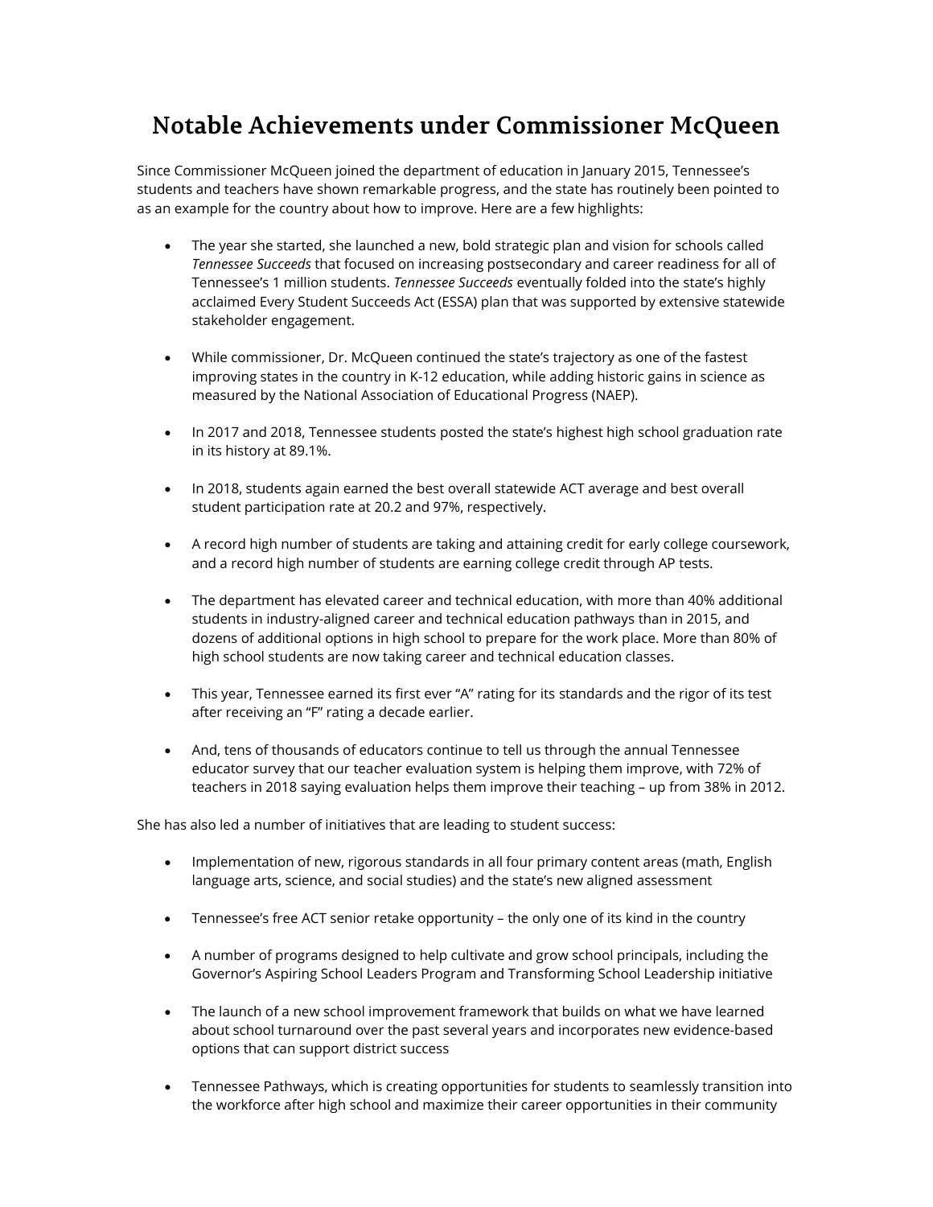# Notable Achievements under Commissioner McQueen

Since Commissioner McQueen joined the department of education in January 2015, Tennessee's students and teachers have shown remarkable progress, and the state has routinely been pointed to as an example for the country about how to improve. Here are a few highlights:

- The year she started, she launched a new, bold strategic plan and vision for schools called *Tennessee Succeeds* that focused on increasing postsecondary and career readiness for all of Tennessee's 1 million students. *Tennessee Succeeds* eventually folded into the state's highly acclaimed Every Student Succeeds Act (ESSA) plan that was supported by extensive statewide stakeholder engagement.

- While commissioner, Dr. McQueen continued the state's trajectory as one of the fastest improving states in the country in K-12 education, while adding historic gains in science as measured by the National Association of Educational Progress (NAEP).

- In 2017 and 2018, Tennessee students posted the state's highest high school graduation rate in its history at 89.1%.

- In 2018, students again earned the best overall statewide ACT average and best overall student participation rate at 20.2 and 97%, respectively.

- A record high number of students are taking and attaining credit for early college coursework, and a record high number of students are earning college credit through AP tests.

- The department has elevated career and technical education, with more than 40% additional students in industry-aligned career and technical education pathways than in 2015, and dozens of additional options in high school to prepare for the work place. More than 80% of high school students are now taking career and technical education classes.

- This year, Tennessee earned its first ever "A" rating for its standards and the rigor of its test after receiving an "F" rating a decade earlier.

- And, tens of thousands of educators continue to tell us through the annual Tennessee educator survey that our teacher evaluation system is helping them improve, with 72% of teachers in 2018 saying evaluation helps them improve their teaching – up from 38% in 2012.

She has also led a number of initiatives that are leading to student success:

- Implementation of new, rigorous standards in all four primary content areas (math, English language arts, science, and social studies) and the state's new aligned assessment

- Tennessee's free ACT senior retake opportunity – the only one of its kind in the country

- A number of programs designed to help cultivate and grow school principals, including the Governor's Aspiring School Leaders Program and Transforming School Leadership initiative

- The launch of a new school improvement framework that builds on what we have learned about school turnaround over the past several years and incorporates new evidence-based options that can support district success

- Tennessee Pathways, which is creating opportunities for students to seamlessly transition into the workforce after high school and maximize their career opportunities in their community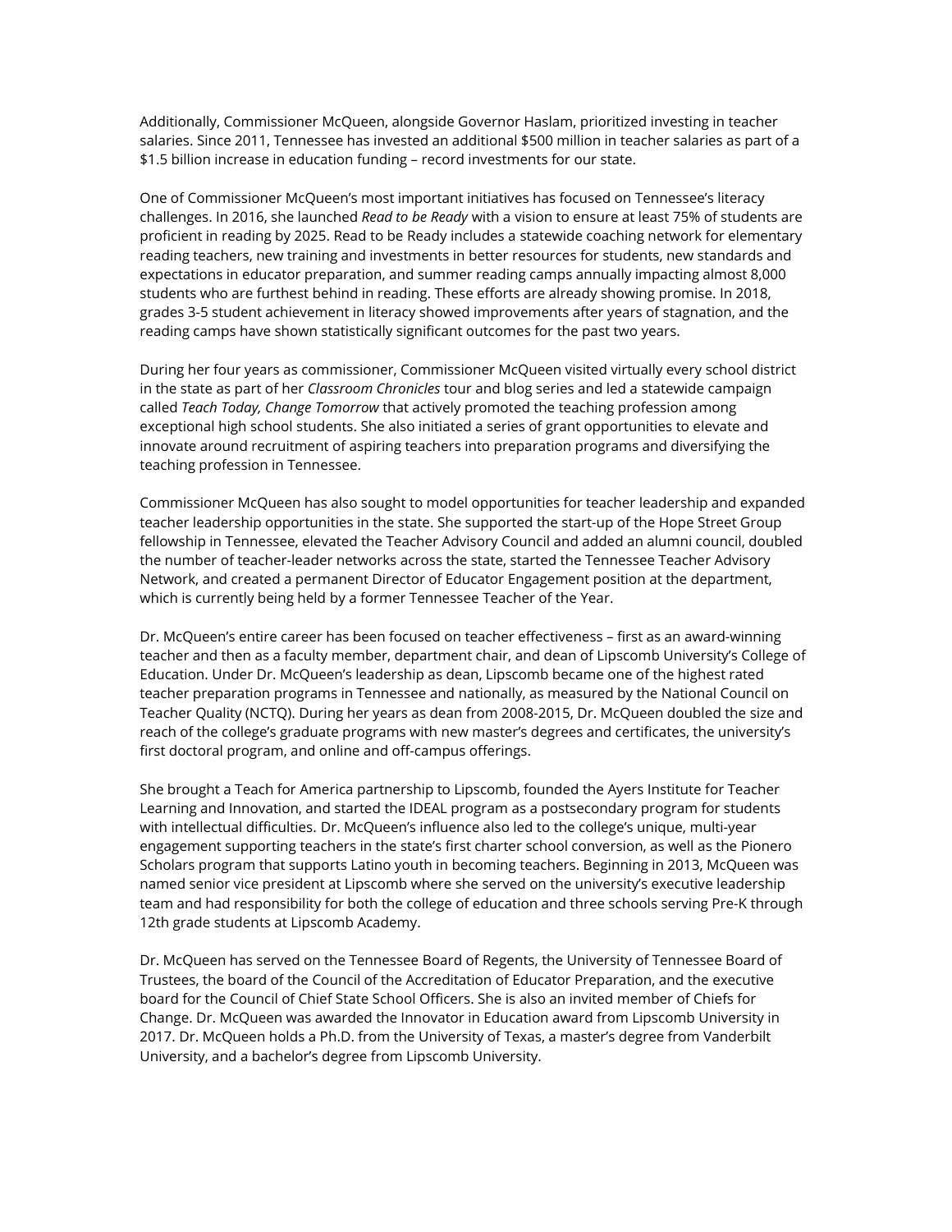Additionally, Commissioner McQueen, alongside Governor Haslam, prioritized investing in teacher salaries. Since 2011, Tennessee has invested an additional $500 million in teacher salaries as part of a $1.5 billion increase in education funding – record investments for our state.

One of Commissioner McQueen's most important initiatives has focused on Tennessee's literacy challenges. In 2016, she launched *Read to be Ready* with a vision to ensure at least 75% of students are proficient in reading by 2025. Read to be Ready includes a statewide coaching network for elementary reading teachers, new training and investments in better resources for students, new standards and expectations in educator preparation, and summer reading camps annually impacting almost 8,000 students who are furthest behind in reading. These efforts are already showing promise. In 2018, grades 3-5 student achievement in literacy showed improvements after years of stagnation, and the reading camps have shown statistically significant outcomes for the past two years.

During her four years as commissioner, Commissioner McQueen visited virtually every school district in the state as part of her *Classroom Chronicles* tour and blog series and led a statewide campaign called *Teach Today, Change Tomorrow* that actively promoted the teaching profession among exceptional high school students. She also initiated a series of grant opportunities to elevate and innovate around recruitment of aspiring teachers into preparation programs and diversifying the teaching profession in Tennessee.

Commissioner McQueen has also sought to model opportunities for teacher leadership and expanded teacher leadership opportunities in the state. She supported the start-up of the Hope Street Group fellowship in Tennessee, elevated the Teacher Advisory Council and added an alumni council, doubled the number of teacher-leader networks across the state, started the Tennessee Teacher Advisory Network, and created a permanent Director of Educator Engagement position at the department, which is currently being held by a former Tennessee Teacher of the Year.

Dr. McQueen's entire career has been focused on teacher effectiveness – first as an award-winning teacher and then as a faculty member, department chair, and dean of Lipscomb University's College of Education. Under Dr. McQueen's leadership as dean, Lipscomb became one of the highest rated teacher preparation programs in Tennessee and nationally, as measured by the National Council on Teacher Quality (NCTQ). During her years as dean from 2008-2015, Dr. McQueen doubled the size and reach of the college's graduate programs with new master's degrees and certificates, the university's first doctoral program, and online and off-campus offerings.

She brought a Teach for America partnership to Lipscomb, founded the Ayers Institute for Teacher Learning and Innovation, and started the IDEAL program as a postsecondary program for students with intellectual difficulties. Dr. McQueen's influence also led to the college's unique, multi-year engagement supporting teachers in the state's first charter school conversion, as well as the Pionero Scholars program that supports Latino youth in becoming teachers. Beginning in 2013, McQueen was named senior vice president at Lipscomb where she served on the university's executive leadership team and had responsibility for both the college of education and three schools serving Pre-K through 12th grade students at Lipscomb Academy.

Dr. McQueen has served on the Tennessee Board of Regents, the University of Tennessee Board of Trustees, the board of the Council of the Accreditation of Educator Preparation, and the executive board for the Council of Chief State School Officers. She is also an invited member of Chiefs for Change. Dr. McQueen was awarded the Innovator in Education award from Lipscomb University in 2017. Dr. McQueen holds a Ph.D. from the University of Texas, a master's degree from Vanderbilt University, and a bachelor's degree from Lipscomb University.